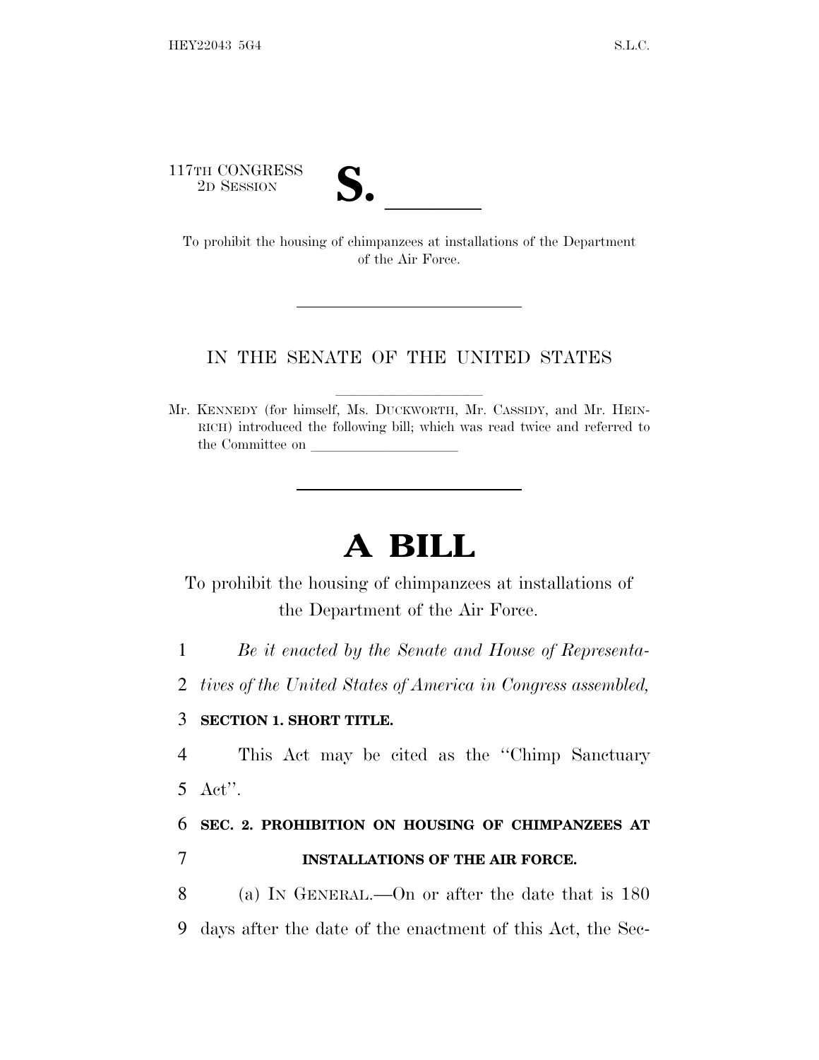117TH CONGRESS
2D SESSION

# S. ______

To prohibit the housing of chimpanzees at installations of the Department of the Air Force.

---

IN THE SENATE OF THE UNITED STATES

Mr. KENNEDY (for himself, Ms. DUCKWORTH, Mr. CASSIDY, and Mr. HEINRICH) introduced the following bill; which was read twice and referred to the Committee on ____________________

---

# A BILL

To prohibit the housing of chimpanzees at installations of the Department of the Air Force.

1 *Be it enacted by the Senate and House of Representa-*
2 *tives of the United States of America in Congress assembled,*

3 **SECTION 1. SHORT TITLE.**

4 This Act may be cited as the ''Chimp Sanctuary
5 Act''.

6 **SEC. 2. PROHIBITION ON HOUSING OF CHIMPANZEES AT**
7 **INSTALLATIONS OF THE AIR FORCE.**

8 (a) IN GENERAL.—On or after the date that is 180
9 days after the date of the enactment of this Act, the Sec-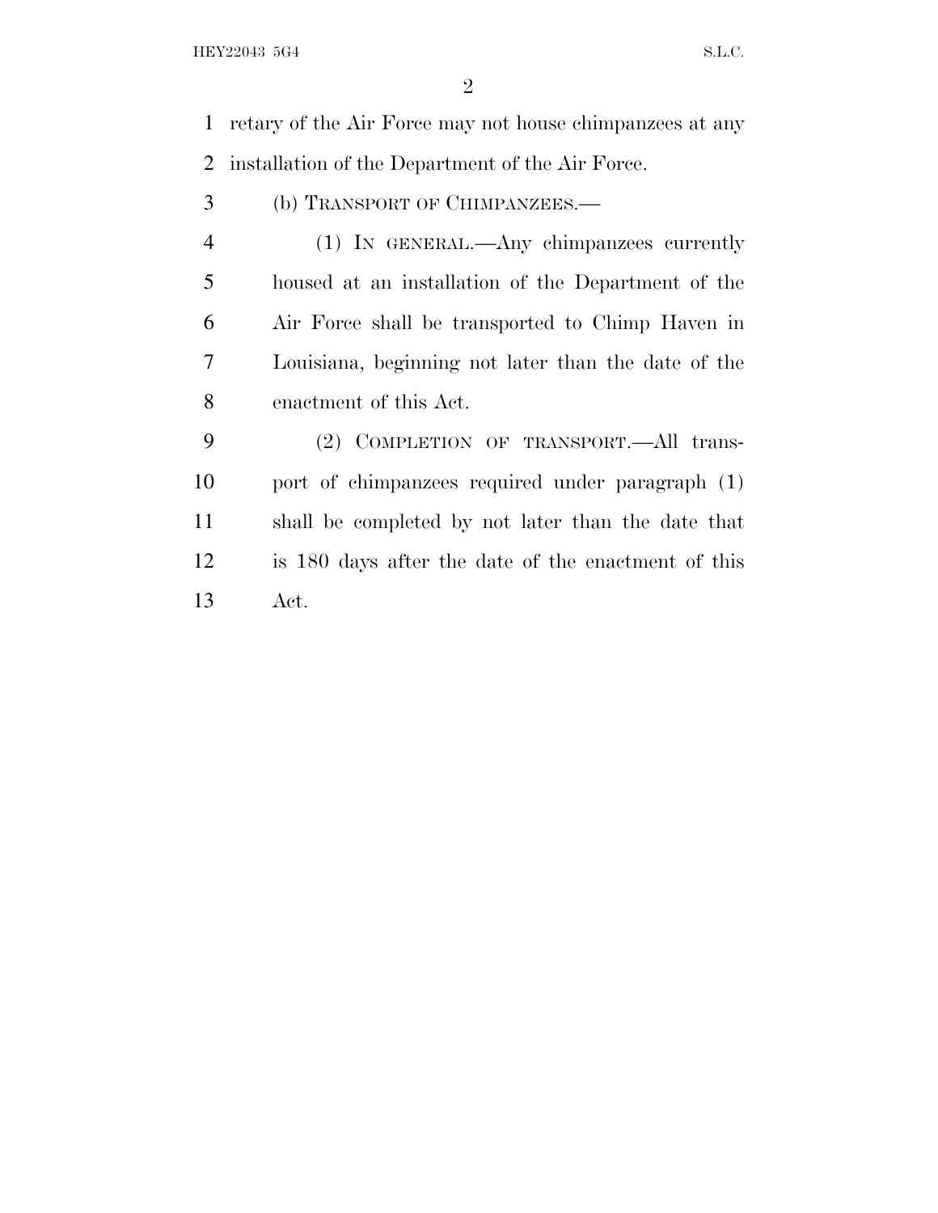retary of the Air Force may not house chimpanzees at any installation of the Department of the Air Force.

(b) TRANSPORT OF CHIMPANZEES.—

(1) IN GENERAL.—Any chimpanzees currently housed at an installation of the Department of the Air Force shall be transported to Chimp Haven in Louisiana, beginning not later than the date of the enactment of this Act.

(2) COMPLETION OF TRANSPORT.—All transport of chimpanzees required under paragraph (1) shall be completed by not later than the date that is 180 days after the date of the enactment of this Act.